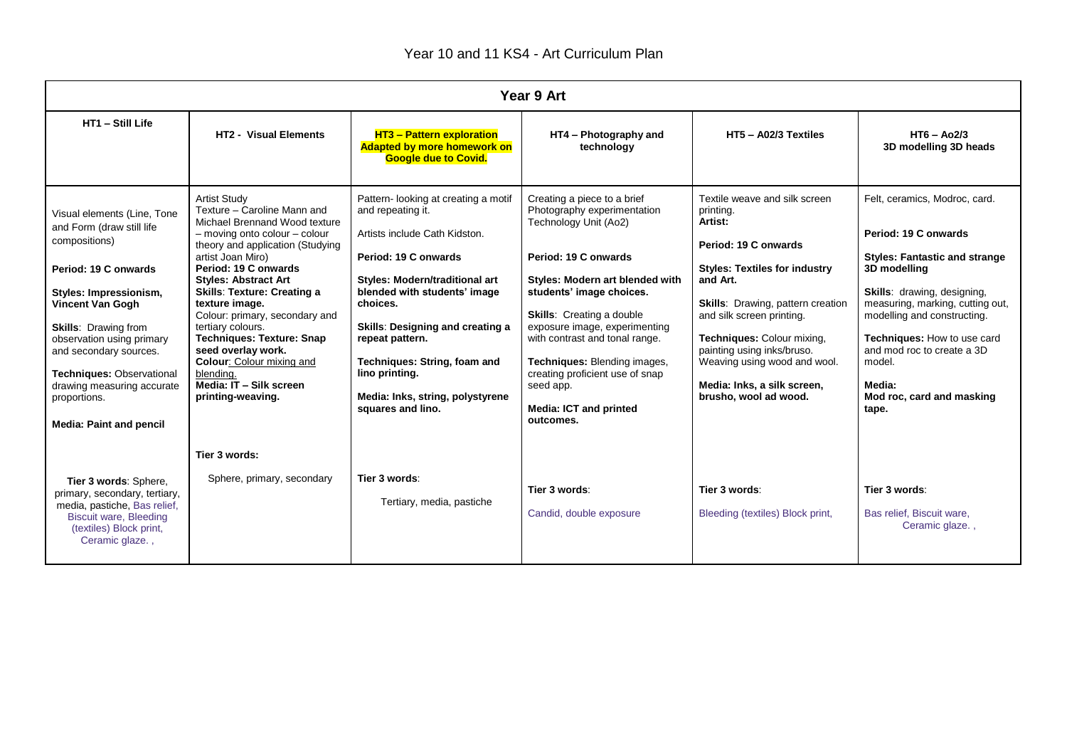# Year 10 and 11 KS4 - Art Curriculum Plan

| Year 9 Art | | | | | |
|---|---|---|---|---|---|
| **HT1 – Still Life** | **HT2 - Visual Elements** | **HT3 – Pattern exploration Adapted by more homework on Google due to Covid.** | **HT4 – Photography and technology** | **HT5 – A02/3 Textiles** | **HT6 – Ao2/3 3D modelling 3D heads** |
| Visual elements (Line, Tone and Form (draw still life compositions)<br><br>**Period: 19 C onwards**<br><br>**Styles: Impressionism, Vincent Van Gogh**<br><br>**Skills**: Drawing from observation using primary and secondary sources.<br><br>**Techniques:** Observational drawing measuring accurate proportions.<br><br>**Media: Paint and pencil** | Artist Study<br>Texture – Caroline Mann and Michael Brennand Wood texture – moving onto colour – colour theory and application (Studying artist Joan Miro)<br>**Period: 19 C onwards**<br>**Styles: Abstract Art**<br>**Skills**: **Texture: Creating a texture image.**<br>Colour: primary, secondary and tertiary colours.<br>**Techniques: Texture: Snap seed overlay work.**<br>**Colour**: Colour mixing and blending.<br>**Media: IT – Silk screen printing-weaving.** | Pattern- looking at creating a motif and repeating it.<br><br>Artists include Cath Kidston.<br><br>**Period: 19 C onwards**<br><br>**Styles: Modern/traditional art blended with students' image choices.**<br><br>**Skills**: **Designing and creating a repeat pattern.**<br><br>**Techniques: String, foam and lino printing.**<br><br>**Media: Inks, string, polystyrene squares and lino.** | Creating a piece to a brief<br>Photography experimentation<br>Technology Unit (Ao2)<br><br>**Period: 19 C onwards**<br><br>**Styles: Modern art blended with students' image choices.**<br><br>**Skills**: Creating a double exposure image, experimenting with contrast and tonal range.<br><br>**Techniques:** Blending images, creating proficient use of snap seed app.<br><br>**Media: ICT and printed outcomes.** | Textile weave and silk screen printing.<br>**Artist:**<br><br>**Period: 19 C onwards**<br><br>**Styles: Textiles for industry and Art.**<br><br>**Skills**: Drawing, pattern creation and silk screen printing.<br><br>**Techniques:** Colour mixing, painting using inks/bruso. Weaving using wood and wool.<br><br>**Media: Inks, a silk screen, brusho, wool ad wood.** | Felt, ceramics, Modroc, card.<br><br>**Period: 19 C onwards**<br><br>**Styles: Fantastic and strange 3D modelling**<br><br>**Skills**: drawing, designing, measuring, marking, cutting out, modelling and constructing.<br><br>**Techniques:** How to use card and mod roc to create a 3D model.<br><br>**Media:**<br>**Mod roc, card and masking tape.** |
| **Tier 3 words**: Sphere, primary, secondary, tertiary, media, pastiche, Bas relief, Biscuit ware, Bleeding (textiles) Block print, Ceramic glaze. , | **Tier 3 words:**<br><br>Sphere, primary, secondary | **Tier 3 words**:<br><br>Tertiary, media, pastiche | **Tier 3 words**:<br><br>Candid, double exposure | **Tier 3 words**:<br><br>Bleeding (textiles) Block print, | **Tier 3 words**:<br><br>Bas relief, Biscuit ware, Ceramic glaze. , |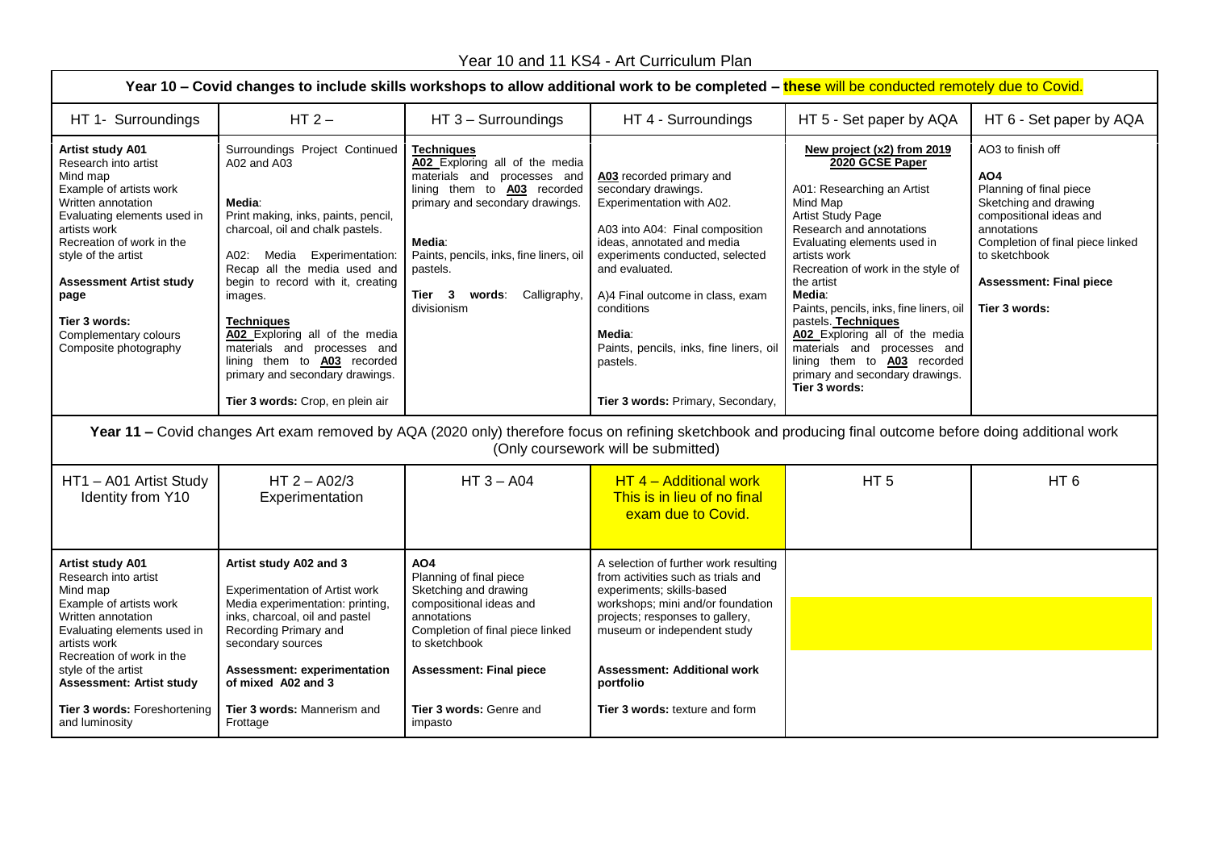Year 10 and 11 KS4 - Art Curriculum Plan

| Year 10 – Covid changes to include skills workshops to allow additional work to be completed – these will be conducted remotely due to Covid. | | | | | |
|---|---|---|---|---|---|
| HT 1- Surroundings | HT 2 – | HT 3 – Surroundings | HT 4 - Surroundings | HT 5 - Set paper by AQA | HT 6 - Set paper by AQA |
| **Artist study A01**<br>Research into artist<br>Mind map<br>Example of artists work<br>Written annotation<br>Evaluating elements used in artists work<br>Recreation of work in the style of the artist<br><br>**Assessment Artist study page**<br><br>**Tier 3 words:**<br>Complementary colours<br>Composite photography | Surroundings Project Continued A02 and A03<br><br>**Media**:<br>Print making, inks, paints, pencil, charcoal, oil and chalk pastels.<br><br>A02: Media Experimentation: Recap all the media used and begin to record with it, creating images.<br><br>**Techniques**<br>**A02** Exploring all of the media materials and processes and lining them to **A03** recorded primary and secondary drawings.<br><br>**Tier 3 words:** Crop, en plein air | **Techniques**<br>**A02** Exploring all of the media materials and processes and lining them to **A03** recorded primary and secondary drawings.<br><br>**Media**:<br>Paints, pencils, inks, fine liners, oil pastels.<br><br>**Tier 3 words**: Calligraphy, divisionism | **A03** recorded primary and secondary drawings.<br>Experimentation with A02.<br><br>A03 into A04: Final composition ideas, annotated and media experiments conducted, selected and evaluated.<br><br>A)4 Final outcome in class, exam conditions<br><br>**Media**:<br>Paints, pencils, inks, fine liners, oil pastels.<br><br>**Tier 3 words:** Primary, Secondary, | **New project (x2) from 2019 2020 GCSE Paper**<br><br>A01: Researching an Artist<br>Mind Map<br>Artist Study Page<br>Research and annotations<br>Evaluating elements used in artists work<br>Recreation of work in the style of the artist<br>**Media**:<br>Paints, pencils, inks, fine liners, oil pastels. **Techniques**<br>**A02** Exploring all of the media materials and processes and lining them to **A03** recorded primary and secondary drawings.<br>**Tier 3 words:** | AO3 to finish off<br><br>**AO4**<br>Planning of final piece<br>Sketching and drawing compositional ideas and annotations<br>Completion of final piece linked to sketchbook<br><br>**Assessment: Final piece**<br><br>**Tier 3 words:** |

**Year 11 –** Covid changes Art exam removed by AQA (2020 only) therefore focus on refining sketchbook and producing final outcome before doing additional work (Only coursework will be submitted)

| HT1 – A01 Artist Study Identity from Y10 | HT 2 – A02/3 Experimentation | HT 3 – A04 | HT 4 – Additional work This is in lieu of no final exam due to Covid. | HT 5 | HT 6 |
|---|---|---|---|---|---|
| **Artist study A01**<br>Research into artist<br>Mind map<br>Example of artists work<br>Written annotation<br>Evaluating elements used in artists work<br>Recreation of work in the style of the artist<br>**Assessment: Artist study**<br><br>**Tier 3 words:** Foreshortening and luminosity | **Artist study A02 and 3**<br><br>Experimentation of Artist work<br>Media experimentation: printing, inks, charcoal, oil and pastel<br>Recording Primary and secondary sources<br><br>**Assessment: experimentation of mixed A02 and 3**<br><br>**Tier 3 words:** Mannerism and Frottage | **AO4**<br>Planning of final piece<br>Sketching and drawing compositional ideas and annotations<br>Completion of final piece linked to sketchbook<br><br>**Assessment: Final piece**<br><br>**Tier 3 words:** Genre and impasto | A selection of further work resulting from activities such as trials and experiments; skills-based workshops; mini and/or foundation projects; responses to gallery, museum or independent study<br><br>**Assessment: Additional work portfolio**<br><br>**Tier 3 words:** texture and form | | |